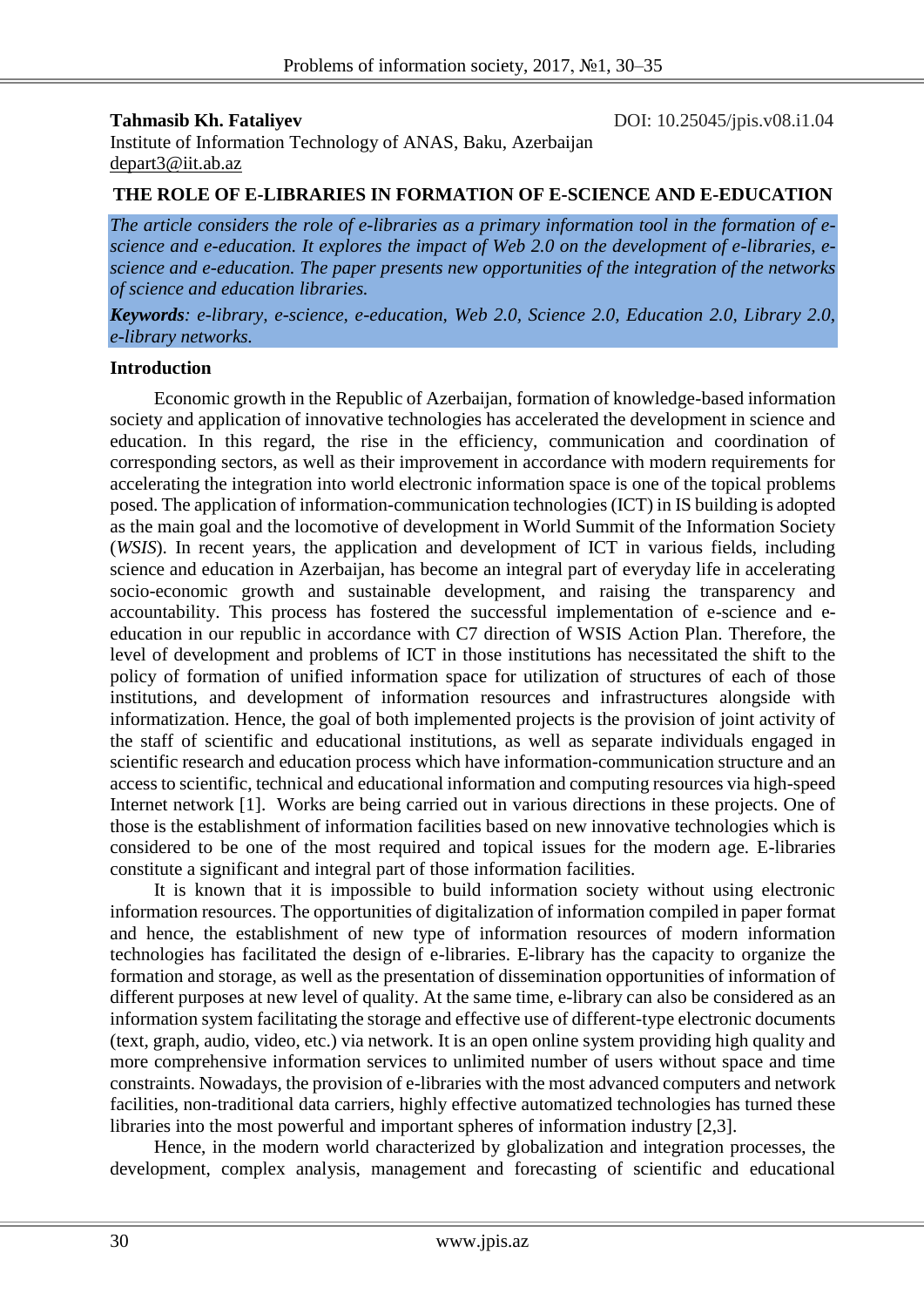**Tahmasib Kh. Fataliyev**

DOI: 10.25045/jpis.v08.i1.04

Institute of Information Technology of ANAS, Baku, Azerbaijan

depart3@iit.ab.az

# THE ROLE OF E-LIBRARIES IN FORMATION OF E-SCIENCE AND E-EDUCATION

*The article considers the role of e-libraries as a primary information tool in the formation of e-science and e-education. It explores the impact of Web 2.0 on the development of e-libraries, e-science and e-education. The paper presents new opportunities of the integration of the networks of science and education libraries.*

***Keywords****: e-library, e-science, e-education, Web 2.0, Science 2.0, Education 2.0, Library 2.0, e-library networks.*

## Introduction

Economic growth in the Republic of Azerbaijan, formation of knowledge-based information society and application of innovative technologies has accelerated the development in science and education. In this regard, the rise in the efficiency, communication and coordination of corresponding sectors, as well as their improvement in accordance with modern requirements for accelerating the integration into world electronic information space is one of the topical problems posed. The application of information-communication technologies (ICT) in IS building is adopted as the main goal and the locomotive of development in World Summit of the Information Society (*WSIS*). In recent years, the application and development of ICT in various fields, including science and education in Azerbaijan, has become an integral part of everyday life in accelerating socio-economic growth and sustainable development, and raising the transparency and accountability. This process has fostered the successful implementation of e-science and e-education in our republic in accordance with C7 direction of WSIS Action Plan. Therefore, the level of development and problems of ICT in those institutions has necessitated the shift to the policy of formation of unified information space for utilization of structures of each of those institutions, and development of information resources and infrastructures alongside with informatization. Hence, the goal of both implemented projects is the provision of joint activity of the staff of scientific and educational institutions, as well as separate individuals engaged in scientific research and education process which have information-communication structure and an access to scientific, technical and educational information and computing resources via high-speed Internet network [1]. Works are being carried out in various directions in these projects. One of those is the establishment of information facilities based on new innovative technologies which is considered to be one of the most required and topical issues for the modern age. E-libraries constitute a significant and integral part of those information facilities.

It is known that it is impossible to build information society without using electronic information resources. The opportunities of digitalization of information compiled in paper format and hence, the establishment of new type of information resources of modern information technologies has facilitated the design of e-libraries. E-library has the capacity to organize the formation and storage, as well as the presentation of dissemination opportunities of information of different purposes at new level of quality. At the same time, e-library can also be considered as an information system facilitating the storage and effective use of different-type electronic documents (text, graph, audio, video, etc.) via network. It is an open online system providing high quality and more comprehensive information services to unlimited number of users without space and time constraints. Nowadays, the provision of e-libraries with the most advanced computers and network facilities, non-traditional data carriers, highly effective automatized technologies has turned these libraries into the most powerful and important spheres of information industry [2,3].

Hence, in the modern world characterized by globalization and integration processes, the development, complex analysis, management and forecasting of scientific and educational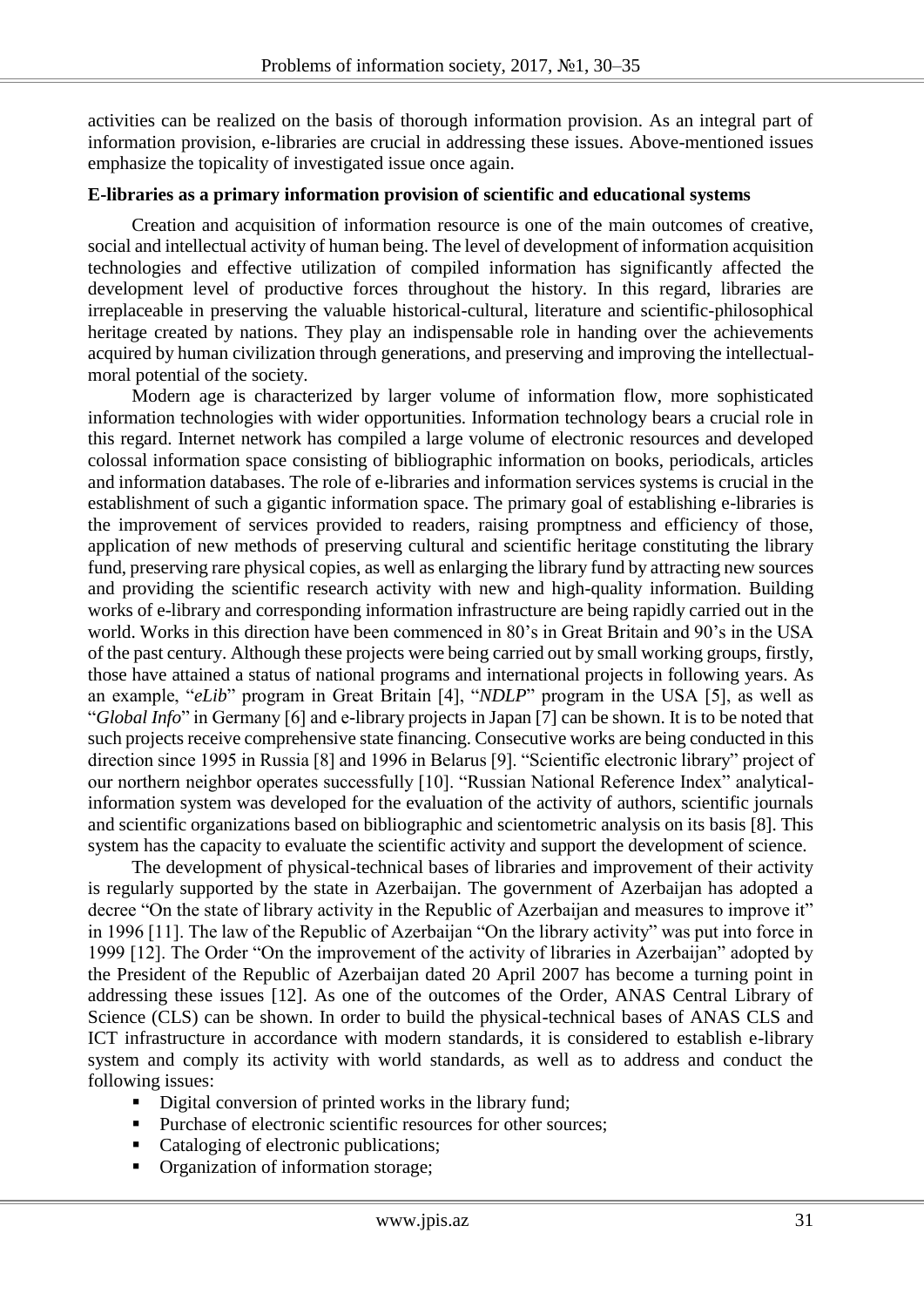activities can be realized on the basis of thorough information provision. As an integral part of information provision, e-libraries are crucial in addressing these issues. Above-mentioned issues emphasize the topicality of investigated issue once again.

**E-libraries as a primary information provision of scientific and educational systems**

Creation and acquisition of information resource is one of the main outcomes of creative, social and intellectual activity of human being. The level of development of information acquisition technologies and effective utilization of compiled information has significantly affected the development level of productive forces throughout the history. In this regard, libraries are irreplaceable in preserving the valuable historical-cultural, literature and scientific-philosophical heritage created by nations. They play an indispensable role in handing over the achievements acquired by human civilization through generations, and preserving and improving the intellectual-moral potential of the society.

Modern age is characterized by larger volume of information flow, more sophisticated information technologies with wider opportunities. Information technology bears a crucial role in this regard. Internet network has compiled a large volume of electronic resources and developed colossal information space consisting of bibliographic information on books, periodicals, articles and information databases. The role of e-libraries and information services systems is crucial in the establishment of such a gigantic information space. The primary goal of establishing e-libraries is the improvement of services provided to readers, raising promptness and efficiency of those, application of new methods of preserving cultural and scientific heritage constituting the library fund, preserving rare physical copies, as well as enlarging the library fund by attracting new sources and providing the scientific research activity with new and high-quality information. Building works of e-library and corresponding information infrastructure are being rapidly carried out in the world. Works in this direction have been commenced in 80's in Great Britain and 90's in the USA of the past century. Although these projects were being carried out by small working groups, firstly, those have attained a status of national programs and international projects in following years. As an example, "*eLib*" program in Great Britain [4], "*NDLP*" program in the USA [5], as well as "*Global Info*" in Germany [6] and e-library projects in Japan [7] can be shown. It is to be noted that such projects receive comprehensive state financing. Consecutive works are being conducted in this direction since 1995 in Russia [8] and 1996 in Belarus [9]. "Scientific electronic library" project of our northern neighbor operates successfully [10]. "Russian National Reference Index" analytical-information system was developed for the evaluation of the activity of authors, scientific journals and scientific organizations based on bibliographic and scientometric analysis on its basis [8]. This system has the capacity to evaluate the scientific activity and support the development of science.

The development of physical-technical bases of libraries and improvement of their activity is regularly supported by the state in Azerbaijan. The government of Azerbaijan has adopted a decree "On the state of library activity in the Republic of Azerbaijan and measures to improve it" in 1996 [11]. The law of the Republic of Azerbaijan "On the library activity" was put into force in 1999 [12]. The Order "On the improvement of the activity of libraries in Azerbaijan" adopted by the President of the Republic of Azerbaijan dated 20 April 2007 has become a turning point in addressing these issues [12]. As one of the outcomes of the Order, ANAS Central Library of Science (CLS) can be shown. In order to build the physical-technical bases of ANAS CLS and ICT infrastructure in accordance with modern standards, it is considered to establish e-library system and comply its activity with world standards, as well as to address and conduct the following issues:

- Digital conversion of printed works in the library fund;
- Purchase of electronic scientific resources for other sources;
- Cataloging of electronic publications;
- Organization of information storage;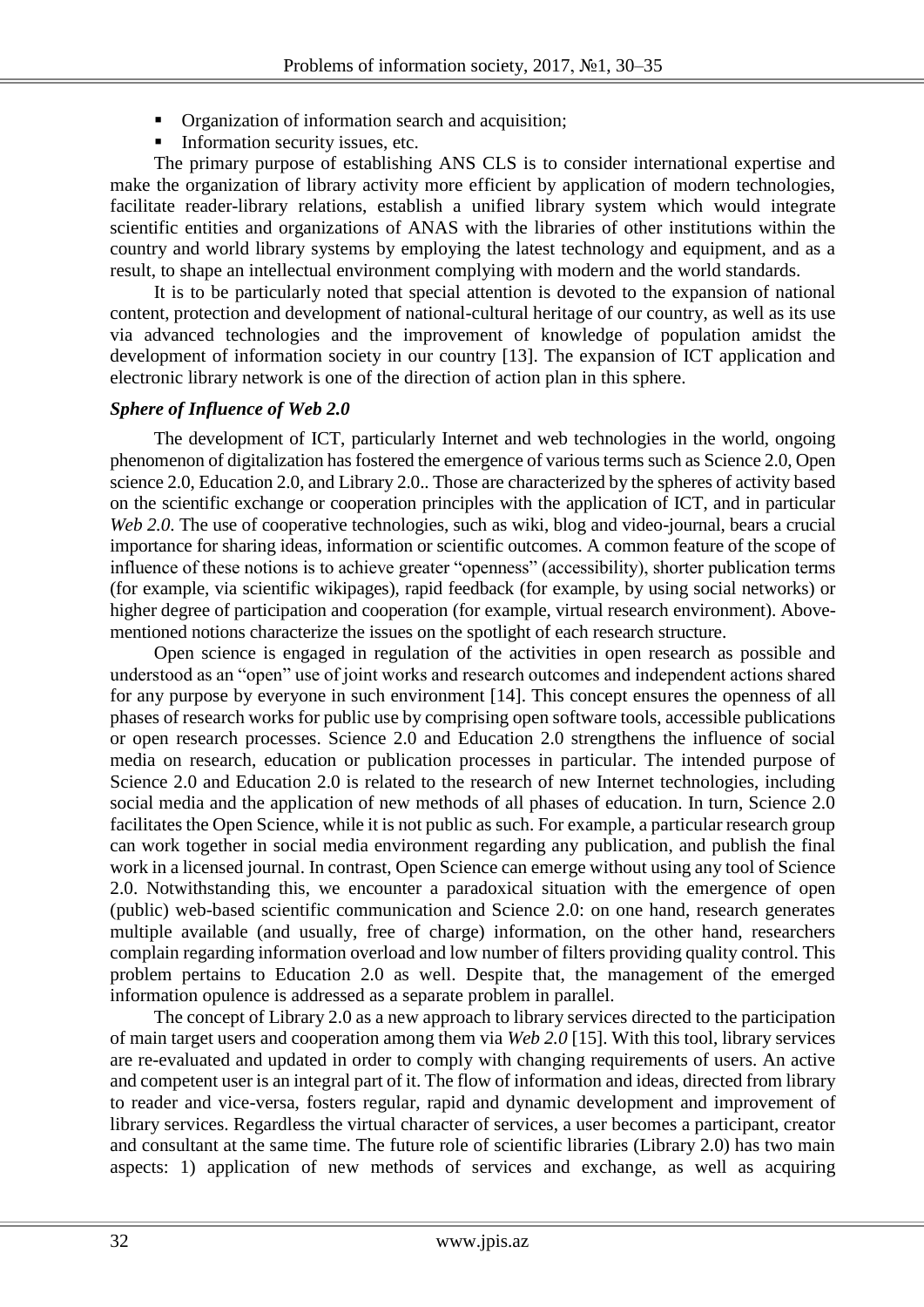- Organization of information search and acquisition;
- Information security issues, etc.

The primary purpose of establishing ANS CLS is to consider international expertise and make the organization of library activity more efficient by application of modern technologies, facilitate reader-library relations, establish a unified library system which would integrate scientific entities and organizations of ANAS with the libraries of other institutions within the country and world library systems by employing the latest technology and equipment, and as a result, to shape an intellectual environment complying with modern and the world standards.

It is to be particularly noted that special attention is devoted to the expansion of national content, protection and development of national-cultural heritage of our country, as well as its use via advanced technologies and the improvement of knowledge of population amidst the development of information society in our country [13]. The expansion of ICT application and electronic library network is one of the direction of action plan in this sphere.

### *Sphere of Influence of Web 2.0*

The development of ICT, particularly Internet and web technologies in the world, ongoing phenomenon of digitalization has fostered the emergence of various terms such as Science 2.0, Open science 2.0, Education 2.0, and Library 2.0.. Those are characterized by the spheres of activity based on the scientific exchange or cooperation principles with the application of ICT, and in particular *Web 2.0*. The use of cooperative technologies, such as wiki, blog and video-journal, bears a crucial importance for sharing ideas, information or scientific outcomes. A common feature of the scope of influence of these notions is to achieve greater "openness" (accessibility), shorter publication terms (for example, via scientific wikipages), rapid feedback (for example, by using social networks) or higher degree of participation and cooperation (for example, virtual research environment). Above-mentioned notions characterize the issues on the spotlight of each research structure.

Open science is engaged in regulation of the activities in open research as possible and understood as an "open" use of joint works and research outcomes and independent actions shared for any purpose by everyone in such environment [14]. This concept ensures the openness of all phases of research works for public use by comprising open software tools, accessible publications or open research processes. Science 2.0 and Education 2.0 strengthens the influence of social media on research, education or publication processes in particular. The intended purpose of Science 2.0 and Education 2.0 is related to the research of new Internet technologies, including social media and the application of new methods of all phases of education. In turn, Science 2.0 facilitates the Open Science, while it is not public as such. For example, a particular research group can work together in social media environment regarding any publication, and publish the final work in a licensed journal. In contrast, Open Science can emerge without using any tool of Science 2.0. Notwithstanding this, we encounter a paradoxical situation with the emergence of open (public) web-based scientific communication and Science 2.0: on one hand, research generates multiple available (and usually, free of charge) information, on the other hand, researchers complain regarding information overload and low number of filters providing quality control. This problem pertains to Education 2.0 as well. Despite that, the management of the emerged information opulence is addressed as a separate problem in parallel.

The concept of Library 2.0 as a new approach to library services directed to the participation of main target users and cooperation among them via *Web 2.0* [15]. With this tool, library services are re-evaluated and updated in order to comply with changing requirements of users. An active and competent user is an integral part of it. The flow of information and ideas, directed from library to reader and vice-versa, fosters regular, rapid and dynamic development and improvement of library services. Regardless the virtual character of services, a user becomes a participant, creator and consultant at the same time. The future role of scientific libraries (Library 2.0) has two main aspects: 1) application of new methods of services and exchange, as well as acquiring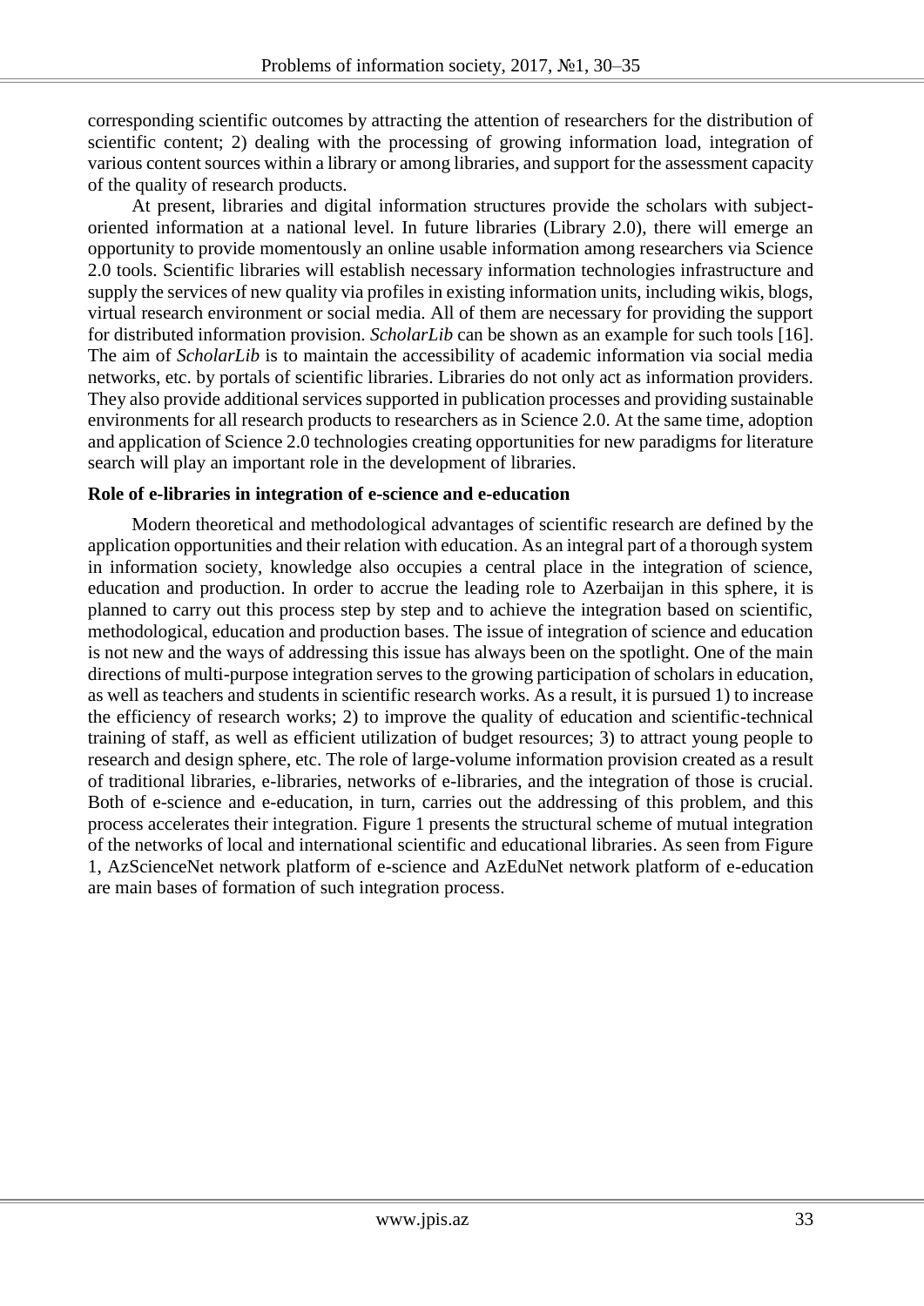corresponding scientific outcomes by attracting the attention of researchers for the distribution of scientific content; 2) dealing with the processing of growing information load, integration of various content sources within a library or among libraries, and support for the assessment capacity of the quality of research products.

At present, libraries and digital information structures provide the scholars with subject-oriented information at a national level. In future libraries (Library 2.0), there will emerge an opportunity to provide momentously an online usable information among researchers via Science 2.0 tools. Scientific libraries will establish necessary information technologies infrastructure and supply the services of new quality via profiles in existing information units, including wikis, blogs, virtual research environment or social media. All of them are necessary for providing the support for distributed information provision. *ScholarLib* can be shown as an example for such tools [16]. The aim of *ScholarLib* is to maintain the accessibility of academic information via social media networks, etc. by portals of scientific libraries. Libraries do not only act as information providers. They also provide additional services supported in publication processes and providing sustainable environments for all research products to researchers as in Science 2.0. At the same time, adoption and application of Science 2.0 technologies creating opportunities for new paradigms for literature search will play an important role in the development of libraries.

**Role of e-libraries in integration of e-science and e-education**

Modern theoretical and methodological advantages of scientific research are defined by the application opportunities and their relation with education. As an integral part of a thorough system in information society, knowledge also occupies a central place in the integration of science, education and production. In order to accrue the leading role to Azerbaijan in this sphere, it is planned to carry out this process step by step and to achieve the integration based on scientific, methodological, education and production bases. The issue of integration of science and education is not new and the ways of addressing this issue has always been on the spotlight. One of the main directions of multi-purpose integration serves to the growing participation of scholars in education, as well as teachers and students in scientific research works. As a result, it is pursued 1) to increase the efficiency of research works; 2) to improve the quality of education and scientific-technical training of staff, as well as efficient utilization of budget resources; 3) to attract young people to research and design sphere, etc. The role of large-volume information provision created as a result of traditional libraries, e-libraries, networks of e-libraries, and the integration of those is crucial. Both of e-science and e-education, in turn, carries out the addressing of this problem, and this process accelerates their integration. Figure 1 presents the structural scheme of mutual integration of the networks of local and international scientific and educational libraries. As seen from Figure 1, AzScienceNet network platform of e-science and AzEduNet network platform of e-education are main bases of formation of such integration process.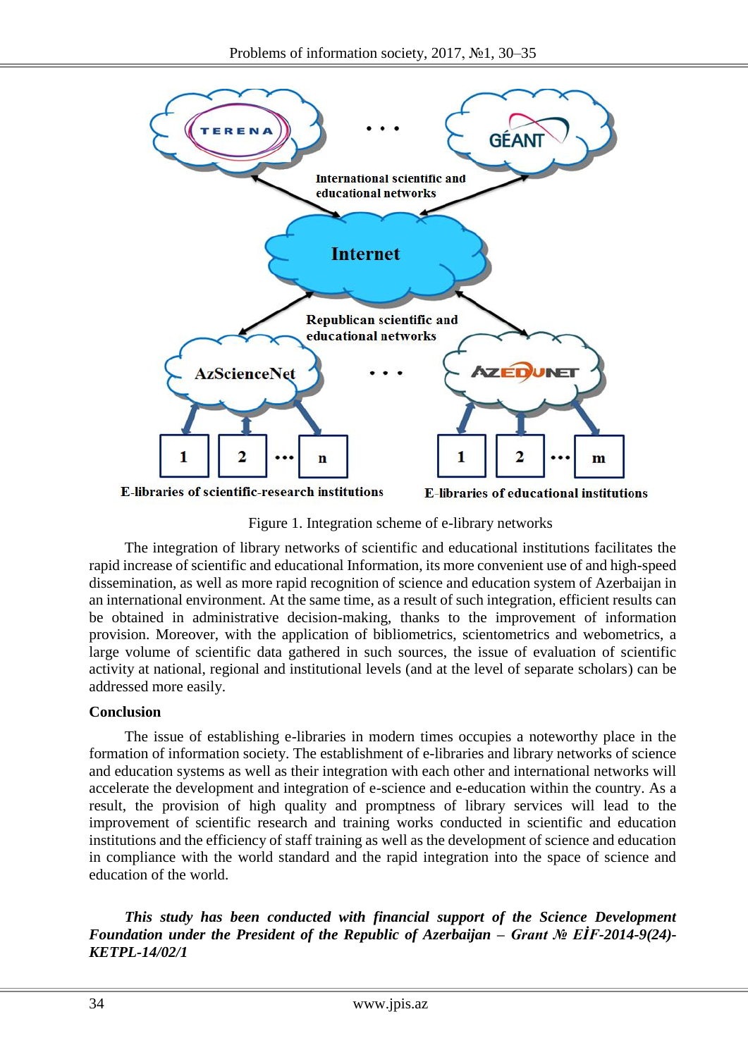Figure 1. Integration scheme of e-library networks

The integration of library networks of scientific and educational institutions facilitates the rapid increase of scientific and educational Information, its more convenient use of and high-speed dissemination, as well as more rapid recognition of science and education system of Azerbaijan in an international environment. At the same time, as a result of such integration, efficient results can be obtained in administrative decision-making, thanks to the improvement of information provision. Moreover, with the application of bibliometrics, scientometrics and webometrics, a large volume of scientific data gathered in such sources, the issue of evaluation of scientific activity at national, regional and institutional levels (and at the level of separate scholars) can be addressed more easily.

**Conclusion**

The issue of establishing e-libraries in modern times occupies a noteworthy place in the formation of information society. The establishment of e-libraries and library networks of science and education systems as well as their integration with each other and international networks will accelerate the development and integration of e-science and e-education within the country. As a result, the provision of high quality and promptness of library services will lead to the improvement of scientific research and training works conducted in scientific and education institutions and the efficiency of staff training as well as the development of science and education in compliance with the world standard and the rapid integration into the space of science and education of the world.

***This study has been conducted with financial support of the Science Development Foundation under the President of the Republic of Azerbaijan – Grant № EİF-2014-9(24)-KETPL-14/02/1***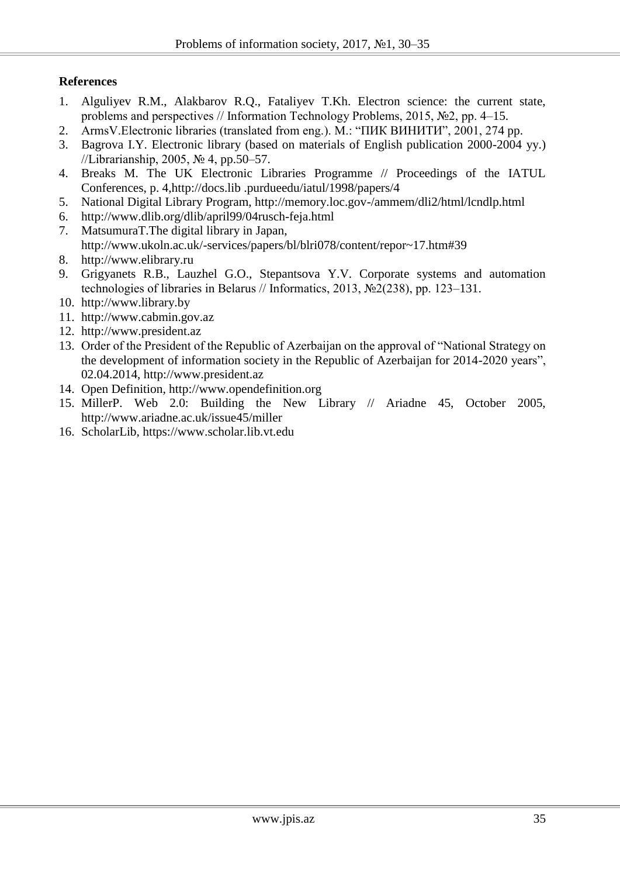**References**

1. Alguliyev R.M., Alakbarov R.Q., Fataliyev T.Kh. Electron science: the current state, problems and perspectives // Information Technology Problems, 2015, №2, pp. 4–15.
2. ArmsV.Electronic libraries (translated from eng.). M.: "ПИК ВИНИТИ", 2001, 274 pp.
3. Bagrova I.Y. Electronic library (based on materials of English publication 2000-2004 yy.) //Librarianship, 2005, № 4, pp.50–57.
4. Breaks M. The UK Electronic Libraries Programme // Proceedings of the IATUL Conferences, p. 4,http://docs.lib .purdueedu/iatul/1998/papers/4
5. National Digital Library Program, http://memory.loc.gov-/ammem/dli2/html/lcndlp.html
6. http://www.dlib.org/dlib/april99/04rusch-feja.html
7. MatsumuraT.The digital library in Japan, http://www.ukoln.ac.uk/-services/papers/bl/blri078/content/repor~17.htm#39
8. http://www.elibrary.ru
9. Grigyanets R.B., Lauzhel G.O., Stepantsova Y.V. Corporate systems and automation technologies of libraries in Belarus // Informatics, 2013, №2(238), pp. 123–131.
10. http://www.library.by
11. http://www.cabmin.gov.az
12. http://www.president.az
13. Order of the President of the Republic of Azerbaijan on the approval of "National Strategy on the development of information society in the Republic of Azerbaijan for 2014-2020 years", 02.04.2014, http://www.president.az
14. Open Definition, http://www.opendefinition.org
15. MillerP. Web 2.0: Building the New Library // Ariadne 45, October 2005, http://www.ariadne.ac.uk/issue45/miller
16. ScholarLib, https://www.scholar.lib.vt.edu